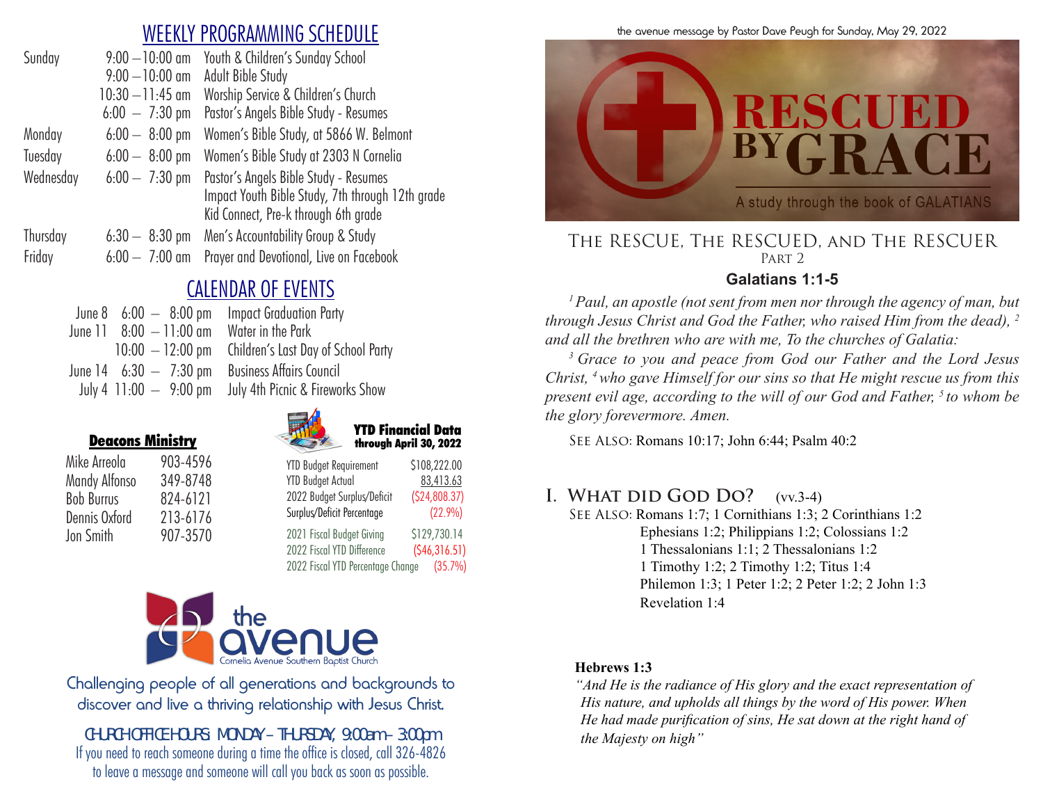## WEEKLY PROGRAMMING SCHEDULE

| Day | Time | Program |
|---|---|---|
| Sunday | 9:00 – 10:00 am | Youth & Children's Sunday School |
| | 9:00 – 10:00 am | Adult Bible Study |
| | 10:30 – 11:45 am | Worship Service & Children's Church |
| | 6:00 – 7:30 pm | Pastor's Angels Bible Study - Resumes |
| Monday | 6:00 – 8:00 pm | Women's Bible Study, at 5866 W. Belmont |
| Tuesday | 6:00 – 8:00 pm | Women's Bible Study at 2303 N Cornelia |
| Wednesday | 6:00 – 7:30 pm | Pastor's Angels Bible Study - Resumes<br>Impact Youth Bible Study, 7th through 12th grade<br>Kid Connect, Pre-k through 6th grade |
| Thursday | 6:30 – 8:30 pm | Men's Accountability Group & Study |
| Friday | 6:00 – 7:00 am | Prayer and Devotional, Live on Facebook |

## CALENDAR OF EVENTS

| Date | Time | Event |
|---|---|---|
| June 8 | 6:00 – 8:00 pm | Impact Graduation Party |
| June 11 | 8:00 – 11:00 am | Water in the Park |
| | 10:00 – 12:00 pm | Children's Last Day of School Party |
| June 14 | 6:30 – 7:30 pm | Business Affairs Council |
| July 4 | 11:00 – 9:00 pm | July 4th Picnic & Fireworks Show |

### Deacons Ministry

| Name | Phone |
|---|---|
| Mike Arreola | 903-4596 |
| Mandy Alfonso | 349-8748 |
| Bob Burrus | 824-6121 |
| Dennis Oxford | 213-6176 |
| Jon Smith | 907-3570 |

### YTD Financial Data through April 30, 2022

| | |
|---|---|
| YTD Budget Requirement | $108,222.00 |
| YTD Budget Actual | 83,413.63 |
| 2022 Budget Surplus/Deficit | ($24,808.37) |
| Surplus/Deficit Percentage | (22.9%) |
| 2021 Fiscal Budget Giving | $129,730.14 |
| 2022 Fiscal YTD Difference | ($46,316.51) |
| 2022 Fiscal YTD Percentage Change | (35.7%) |

the avenue
Cornelia Avenue Southern Baptist Church

Challenging people of all generations and backgrounds to discover and live a thriving relationship with Jesus Christ.

CHURCH OFFICE HOURS: MONDAY – THURSDAY, 9:00am – 3:00pm
If you need to reach someone during a time the office is closed, call 326-4826 to leave a message and someone will call you back as soon as possible.

the avenue message by Pastor Dave Peugh for Sunday, May 29, 2022

# RESCUED BY GRACE
A study through the book of GALATIANS

## The Rescue, The Rescued, and The Rescuer
Part 2

**Galatians 1:1-5**

*[1] Paul, an apostle (not sent from men nor through the agency of man, but through Jesus Christ and God the Father, who raised Him from the dead), [2] and all the brethren who are with me, To the churches of Galatia:*

*[3] Grace to you and peace from God our Father and the Lord Jesus Christ, [4] who gave Himself for our sins so that He might rescue us from this present evil age, according to the will of our God and Father, [5] to whom be the glory forevermore. Amen.*

SEE ALSO: Romans 10:17; John 6:44; Psalm 40:2

## I. What did God Do? (vv.3-4)

SEE ALSO: Romans 1:7; 1 Cornithians 1:3; 2 Corinthians 1:2
Ephesians 1:2; Philippians 1:2; Colossians 1:2
1 Thessalonians 1:1; 2 Thessalonians 1:2
1 Timothy 1:2; 2 Timothy 1:2; Titus 1:4
Philemon 1:3; 1 Peter 1:2; 2 Peter 1:2; 2 John 1:3
Revelation 1:4

**Hebrews 1:3**

*"And He is the radiance of His glory and the exact representation of His nature, and upholds all things by the word of His power. When He had made purification of sins, He sat down at the right hand of the Majesty on high"*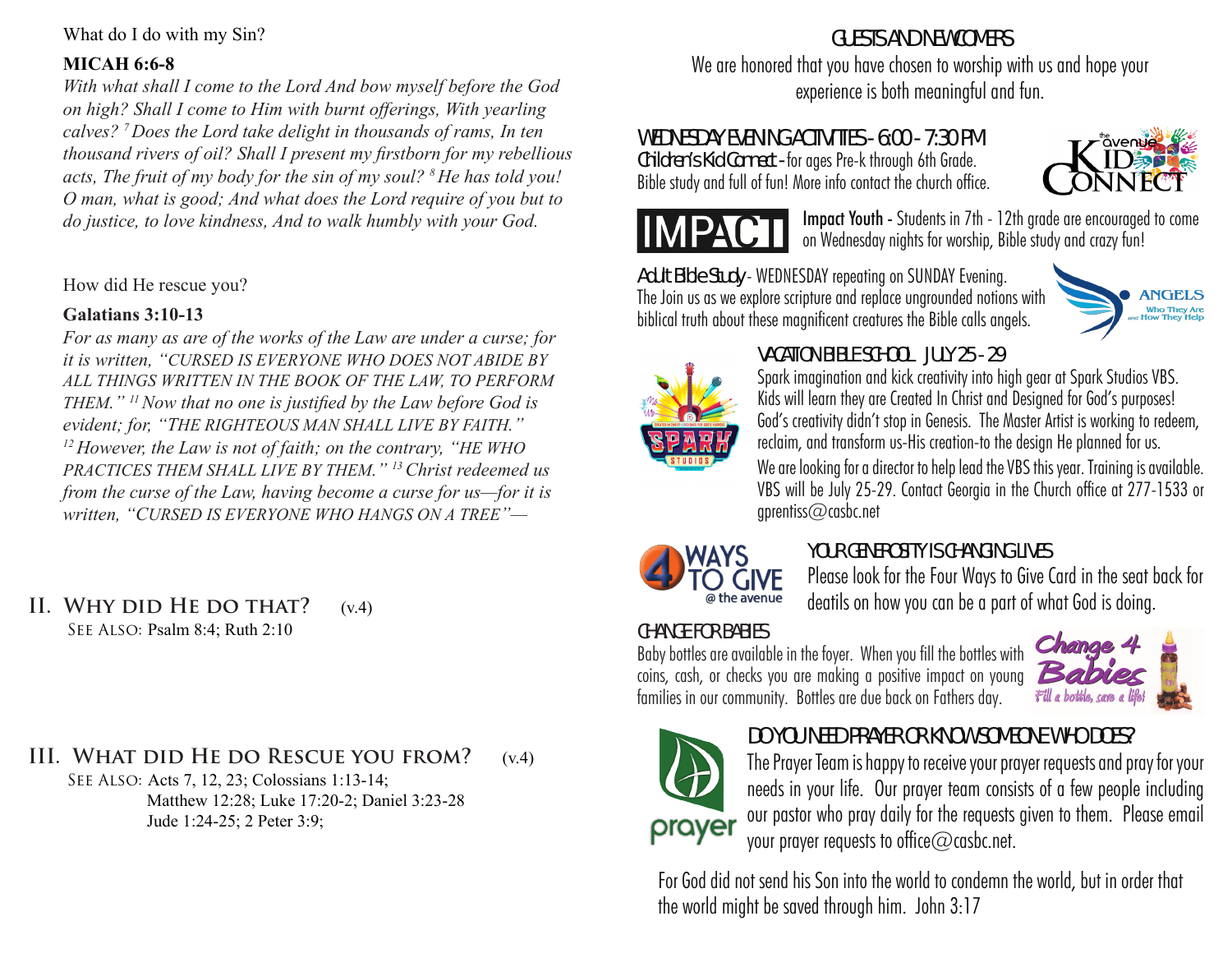What do I do with my Sin?

**MICAH 6:6-8**

*With what shall I come to the Lord And bow myself before the God on high? Shall I come to Him with burnt offerings, With yearling calves? [7] Does the Lord take delight in thousands of rams, In ten thousand rivers of oil? Shall I present my firstborn for my rebellious acts, The fruit of my body for the sin of my soul? [8] He has told you! O man, what is good; And what does the Lord require of you but to do justice, to love kindness, And to walk humbly with your God.*

How did He rescue you?

**Galatians 3:10-13**

*For as many as are of the works of the Law are under a curse; for it is written, "CURSED IS EVERYONE WHO DOES NOT ABIDE BY ALL THINGS WRITTEN IN THE BOOK OF THE LAW, TO PERFORM THEM." [11] Now that no one is justified by the Law before God is evident; for, "THE RIGHTEOUS MAN SHALL LIVE BY FAITH." [12] However, the Law is not of faith; on the contrary, "HE WHO PRACTICES THEM SHALL LIVE BY THEM." [13] Christ redeemed us from the curse of the Law, having become a curse for us—for it is written, "CURSED IS EVERYONE WHO HANGS ON A TREE"—*

## II. Why did He do that? (v.4)

SEE ALSO: Psalm 8:4; Ruth 2:10

## III. What did He do Rescue you from? (v.4)

SEE ALSO: Acts 7, 12, 23; Colossians 1:13-14; Matthew 12:28; Luke 17:20-2; Daniel 3:23-28 Jude 1:24-25; 2 Peter 3:9;

## GUESTS AND NEWCOMERS

We are honored that you have chosen to worship with us and hope your experience is both meaningful and fun.

### WEDNESDAY EVENING ACTIVITIES - 6:00 - 7:30 PM

Children's Kid Connect - for ages Pre-k through 6th Grade. Bible study and full of fun! More info contact the church office.

the avenue KID CONNECT

IMPACT

Impact Youth - Students in 7th - 12th grade are encouraged to come on Wednesday nights for worship, Bible study and crazy fun!

Adult Bible Study - WEDNESDAY repeating on SUNDAY Evening. The Join us as we explore scripture and replace ungrounded notions with biblical truth about these magnificent creatures the Bible calls angels.

ANGELS Who They Are and How They Help

### VACATION BIBLE SCHOOL JULY 25 - 29

SPARK STUDIOS

Spark imagination and kick creativity into high gear at Spark Studios VBS. Kids will learn they are Created In Christ and Designed for God's purposes! God's creativity didn't stop in Genesis. The Master Artist is working to redeem, reclaim, and transform us-His creation-to the design He planned for us.

We are looking for a director to help lead the VBS this year. Training is available. VBS will be July 25-29. Contact Georgia in the Church office at 277-1533 or gprentiss@casbc.net

4 WAYS TO GIVE @ the avenue

### YOUR GENEROSITY IS CHANGING LIVES

Please look for the Four Ways to Give Card in the seat back for deatils on how you can be a part of what God is doing.

### CHANGE FOR BABIES

Baby bottles are available in the foyer. When you fill the bottles with coins, cash, or checks you are making a positive impact on young families in our community. Bottles are due back on Fathers day.

Change 4 Babies Fill a bottle, save a life!

prayer

### DO YOU NEED PRAYER OR KNOW SOMEONE WHO DOES?

The Prayer Team is happy to receive your prayer requests and pray for your needs in your life. Our prayer team consists of a few people including our pastor who pray daily for the requests given to them. Please email your prayer requests to office@casbc.net.

For God did not send his Son into the world to condemn the world, but in order that the world might be saved through him. John 3:17